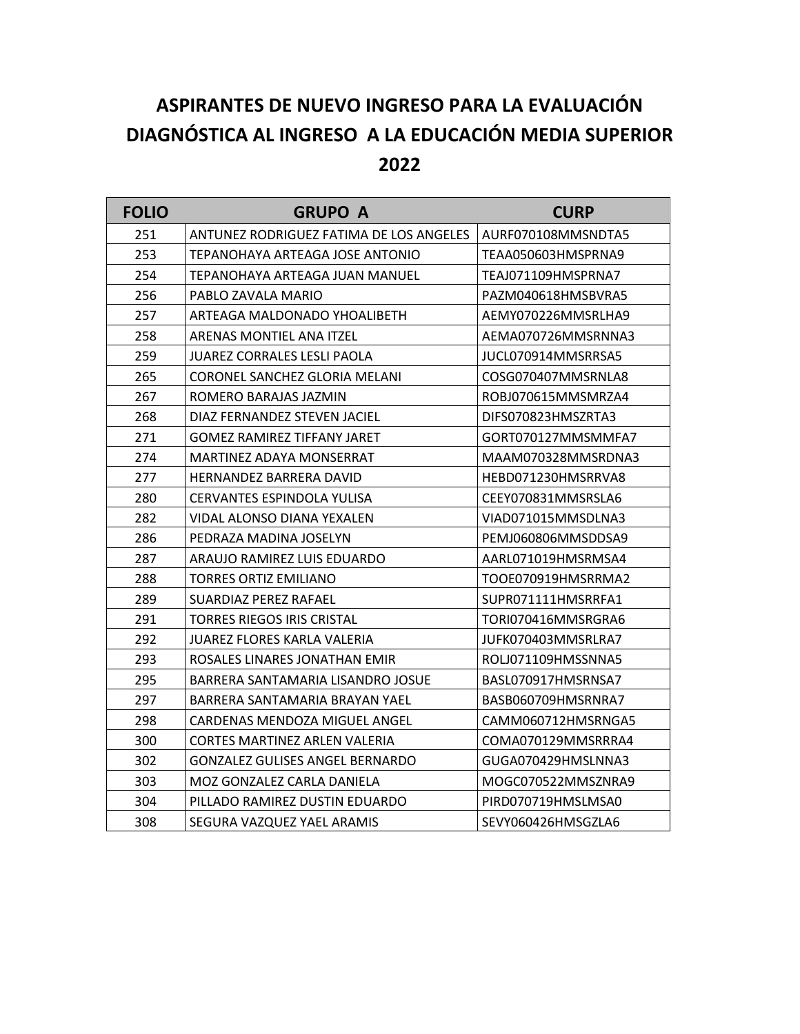# ASPIRANTES DE NUEVO INGRESO PARA LA EVALUACIÓN DIAGNÓSTICA AL INGRESO A LA EDUCACIÓN MEDIA SUPERIOR 2022

| FOLIO | GRUPO A | CURP |
|---|---|---|
| 251 | ANTUNEZ RODRIGUEZ FATIMA DE LOS ANGELES | AURF070108MMSNDTA5 |
| 253 | TEPANOHAYA ARTEAGA JOSE ANTONIO | TEAA050603HMSPRNA9 |
| 254 | TEPANOHAYA ARTEAGA JUAN MANUEL | TEAJ071109HMSPRNA7 |
| 256 | PABLO ZAVALA MARIO | PAZM040618HMSBVRA5 |
| 257 | ARTEAGA MALDONADO YHOALIBETH | AEMY070226MMSRLHA9 |
| 258 | ARENAS MONTIEL ANA ITZEL | AEMA070726MMSRNNA3 |
| 259 | JUAREZ CORRALES LESLI PAOLA | JUCL070914MMSRRSA5 |
| 265 | CORONEL SANCHEZ GLORIA MELANI | COSG070407MMSRNLA8 |
| 267 | ROMERO BARAJAS JAZMIN | ROBJ070615MMSMRZA4 |
| 268 | DIAZ FERNANDEZ STEVEN JACIEL | DIFS070823HMSZRTA3 |
| 271 | GOMEZ RAMIREZ TIFFANY JARET | GORT070127MMSMMFA7 |
| 274 | MARTINEZ ADAYA MONSERRAT | MAAM070328MMSRDNA3 |
| 277 | HERNANDEZ BARRERA DAVID | HEBD071230HMSRRVA8 |
| 280 | CERVANTES ESPINDOLA YULISA | CEEY070831MMSRSLA6 |
| 282 | VIDAL ALONSO DIANA YEXALEN | VIAD071015MMSDLNA3 |
| 286 | PEDRAZA MADINA JOSELYN | PEMJ060806MMSDDSA9 |
| 287 | ARAUJO RAMIREZ LUIS EDUARDO | AARL071019HMSRMSA4 |
| 288 | TORRES ORTIZ EMILIANO | TOOE070919HMSRRMA2 |
| 289 | SUARDIAZ PEREZ RAFAEL | SUPR071111HMSRRFA1 |
| 291 | TORRES RIEGOS IRIS CRISTAL | TORI070416MMSRGRA6 |
| 292 | JUAREZ FLORES KARLA VALERIA | JUFK070403MMSRLRA7 |
| 293 | ROSALES LINARES JONATHAN EMIR | ROLJ071109HMSSNNA5 |
| 295 | BARRERA SANTAMARIA LISANDRO JOSUE | BASL070917HMSRNSA7 |
| 297 | BARRERA SANTAMARIA BRAYAN YAEL | BASB060709HMSRNRA7 |
| 298 | CARDENAS MENDOZA MIGUEL ANGEL | CAMM060712HMSRNGA5 |
| 300 | CORTES MARTINEZ ARLEN VALERIA | COMA070129MMSRRRA4 |
| 302 | GONZALEZ GULISES ANGEL BERNARDO | GUGA070429HMSLNNA3 |
| 303 | MOZ GONZALEZ CARLA DANIELA | MOGC070522MMSZNRA9 |
| 304 | PILLADO RAMIREZ DUSTIN EDUARDO | PIRD070719HMSLMSA0 |
| 308 | SEGURA VAZQUEZ YAEL ARAMIS | SEVY060426HMSGZLA6 |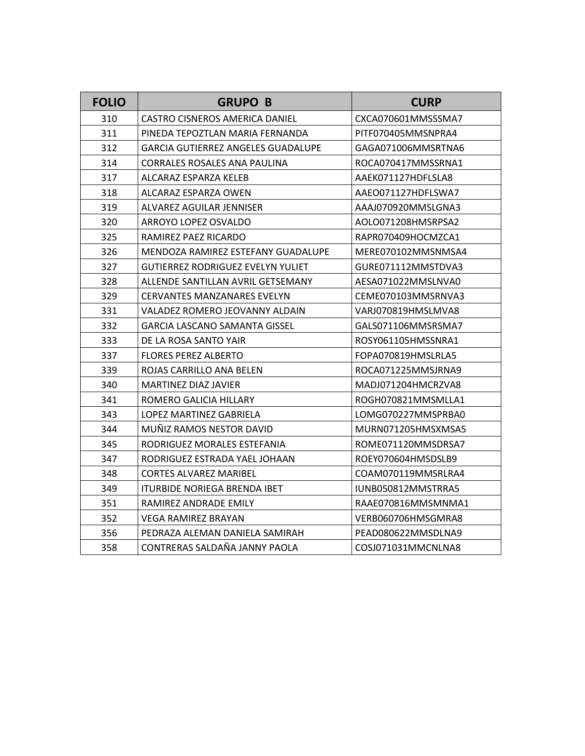| FOLIO | GRUPO B | CURP |
| --- | --- | --- |
| 310 | CASTRO CISNEROS AMERICA DANIEL | CXCA070601MMSSSMA7 |
| 311 | PINEDA TEPOZTLAN MARIA FERNANDA | PITF070405MMSNPRA4 |
| 312 | GARCIA GUTIERREZ ANGELES GUADALUPE | GAGA071006MMSRTNA6 |
| 314 | CORRALES ROSALES ANA PAULINA | ROCA070417MMSSRNA1 |
| 317 | ALCARAZ ESPARZA KELEB | AAEK071127HDFLSLA8 |
| 318 | ALCARAZ ESPARZA OWEN | AAEO071127HDFLSWA7 |
| 319 | ALVAREZ AGUILAR JENNISER | AAAJ070920MMSLGNA3 |
| 320 | ARROYO LOPEZ OSVALDO | AOLO071208HMSRPSA2 |
| 325 | RAMIREZ PAEZ RICARDO | RAPR070409HOCMZCA1 |
| 326 | MENDOZA RAMIREZ ESTEFANY GUADALUPE | MERE070102MMSNMSA4 |
| 327 | GUTIERREZ RODRIGUEZ EVELYN YULIET | GURE071112MMSTDVA3 |
| 328 | ALLENDE SANTILLAN AVRIL GETSEMANY | AESA071022MMSLNVA0 |
| 329 | CERVANTES MANZANARES EVELYN | CEME070103MMSRNVA3 |
| 331 | VALADEZ ROMERO JEOVANNY ALDAIN | VARJ070819HMSLMVA8 |
| 332 | GARCIA LASCANO SAMANTA GISSEL | GALS071106MMSRSMA7 |
| 333 | DE LA ROSA SANTO YAIR | ROSY061105HMSSNRA1 |
| 337 | FLORES PEREZ ALBERTO | FOPA070819HMSLRLA5 |
| 339 | ROJAS CARRILLO ANA BELEN | ROCA071225MMSJRNA9 |
| 340 | MARTINEZ DIAZ JAVIER | MADJ071204HMCRZVA8 |
| 341 | ROMERO GALICIA HILLARY | ROGH070821MMSMLLA1 |
| 343 | LOPEZ MARTINEZ GABRIELA | LOMG070227MMSPRBA0 |
| 344 | MUÑIZ RAMOS NESTOR DAVID | MURN071205HMSXMSA5 |
| 345 | RODRIGUEZ MORALES ESTEFANIA | ROME071120MMSDRSA7 |
| 347 | RODRIGUEZ ESTRADA YAEL JOHAAN | ROEY070604HMSDSLB9 |
| 348 | CORTES ALVAREZ MARIBEL | COAM070119MMSRLRA4 |
| 349 | ITURBIDE NORIEGA BRENDA IBET | IUNB050812MMSTRRA5 |
| 351 | RAMIREZ ANDRADE EMILY | RAAE070816MMSMNMA1 |
| 352 | VEGA RAMIREZ BRAYAN | VERB060706HMSGMRA8 |
| 356 | PEDRAZA ALEMAN DANIELA SAMIRAH | PEAD080622MMSDLNA9 |
| 358 | CONTRERAS SALDAÑA JANNY PAOLA | COSJ071031MMCNLNA8 |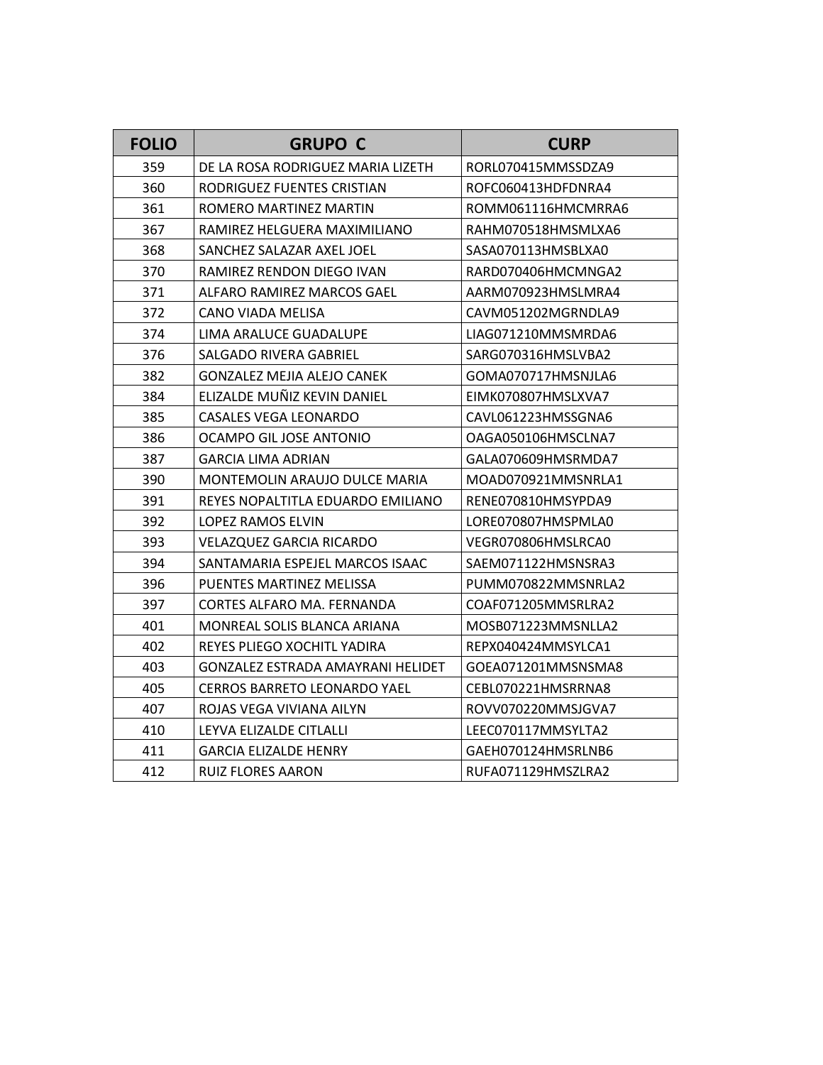| FOLIO | GRUPO C | CURP |
|---|---|---|
| 359 | DE LA ROSA RODRIGUEZ MARIA LIZETH | RORL070415MMSSDZA9 |
| 360 | RODRIGUEZ FUENTES CRISTIAN | ROFC060413HDFDNRA4 |
| 361 | ROMERO MARTINEZ MARTIN | ROMM061116HMCMRRA6 |
| 367 | RAMIREZ HELGUERA MAXIMILIANO | RAHM070518HMSMLXA6 |
| 368 | SANCHEZ SALAZAR AXEL JOEL | SASA070113HMSBLXA0 |
| 370 | RAMIREZ RENDON DIEGO IVAN | RARD070406HMCMNGA2 |
| 371 | ALFARO RAMIREZ MARCOS GAEL | AARM070923HMSLMRA4 |
| 372 | CANO VIADA MELISA | CAVM051202MGRNDLA9 |
| 374 | LIMA ARALUCE GUADALUPE | LIAG071210MMSMRDA6 |
| 376 | SALGADO RIVERA GABRIEL | SARG070316HMSLVBA2 |
| 382 | GONZALEZ MEJIA ALEJO CANEK | GOMA070717HMSNJLA6 |
| 384 | ELIZALDE MUÑIZ KEVIN DANIEL | EIMK070807HMSLXVA7 |
| 385 | CASALES VEGA LEONARDO | CAVL061223HMSSGNA6 |
| 386 | OCAMPO GIL JOSE ANTONIO | OAGA050106HMSCLNA7 |
| 387 | GARCIA LIMA ADRIAN | GALA070609HMSRMDA7 |
| 390 | MONTEMOLIN ARAUJO DULCE MARIA | MOAD070921MMSNRLA1 |
| 391 | REYES NOPALTITLA EDUARDO EMILIANO | RENE070810HMSYPDA9 |
| 392 | LOPEZ RAMOS ELVIN | LORE070807HMSPMLA0 |
| 393 | VELAZQUEZ GARCIA RICARDO | VEGR070806HMSLRCA0 |
| 394 | SANTAMARIA ESPEJEL MARCOS ISAAC | SAEM071122HMSNSRA3 |
| 396 | PUENTES MARTINEZ MELISSA | PUMM070822MMSNRLA2 |
| 397 | CORTES ALFARO MA. FERNANDA | COAF071205MMSRLRA2 |
| 401 | MONREAL SOLIS BLANCA ARIANA | MOSB071223MMSNLLA2 |
| 402 | REYES PLIEGO XOCHITL YADIRA | REPX040424MMSYLCA1 |
| 403 | GONZALEZ ESTRADA AMAYRANI HELIDET | GOEA071201MMSNSMA8 |
| 405 | CERROS BARRETO LEONARDO YAEL | CEBL070221HMSRRNA8 |
| 407 | ROJAS VEGA VIVIANA AILYN | ROVV070220MMSJGVA7 |
| 410 | LEYVA ELIZALDE CITLALLI | LEEC070117MMSYLTA2 |
| 411 | GARCIA ELIZALDE HENRY | GAEH070124HMSRLNB6 |
| 412 | RUIZ FLORES AARON | RUFA071129HMSZLRA2 |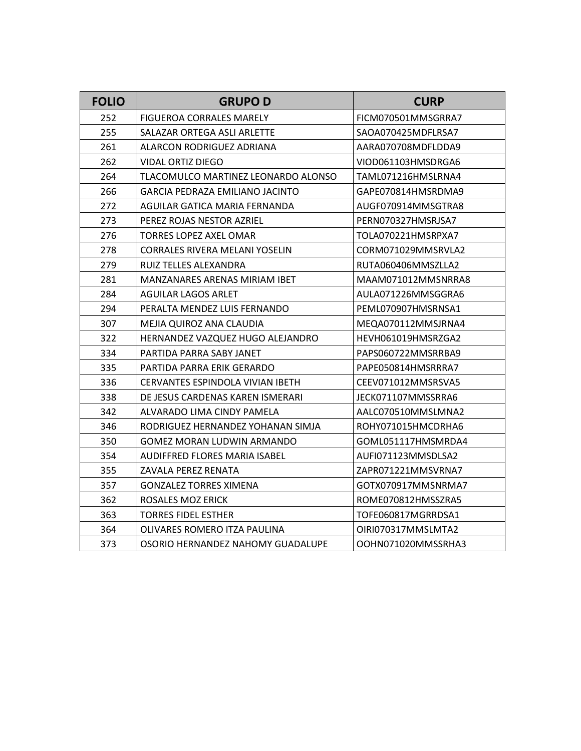| FOLIO | GRUPO D | CURP |
|---|---|---|
| 252 | FIGUEROA CORRALES MARELY | FICM070501MMSGRRA7 |
| 255 | SALAZAR ORTEGA ASLI ARLETTE | SAOA070425MDFLRSA7 |
| 261 | ALARCON RODRIGUEZ ADRIANA | AARA070708MDFLDDA9 |
| 262 | VIDAL ORTIZ DIEGO | VIOD061103HMSDRGA6 |
| 264 | TLACOMULCO MARTINEZ LEONARDO ALONSO | TAML071216HMSLRNA4 |
| 266 | GARCIA PEDRAZA EMILIANO JACINTO | GAPE070814HMSRDMA9 |
| 272 | AGUILAR GATICA MARIA FERNANDA | AUGF070914MMSGTRA8 |
| 273 | PEREZ ROJAS NESTOR AZRIEL | PERN070327HMSRJSA7 |
| 276 | TORRES LOPEZ AXEL OMAR | TOLA070221HMSRPXA7 |
| 278 | CORRALES RIVERA MELANI YOSELIN | CORM071029MMSRVLA2 |
| 279 | RUIZ TELLES ALEXANDRA | RUTA060406MMSZLLA2 |
| 281 | MANZANARES ARENAS MIRIAM IBET | MAAM071012MMSNRRA8 |
| 284 | AGUILAR LAGOS ARLET | AULA071226MMSGGRA6 |
| 294 | PERALTA MENDEZ LUIS FERNANDO | PEML070907HMSRNSA1 |
| 307 | MEJIA QUIROZ ANA CLAUDIA | MEQA070112MMSJRNA4 |
| 322 | HERNANDEZ VAZQUEZ HUGO ALEJANDRO | HEVH061019HMSRZGA2 |
| 334 | PARTIDA PARRA SABY JANET | PAPS060722MMSRRBA9 |
| 335 | PARTIDA PARRA ERIK GERARDO | PAPE050814HMSRRRA7 |
| 336 | CERVANTES ESPINDOLA VIVIAN IBETH | CEEV071012MMSRSVA5 |
| 338 | DE JESUS CARDENAS KAREN ISMERARI | JECK071107MMSSRRA6 |
| 342 | ALVARADO LIMA CINDY PAMELA | AALC070510MMSLMNA2 |
| 346 | RODRIGUEZ HERNANDEZ YOHANAN SIMJA | ROHY071015HMCDRHA6 |
| 350 | GOMEZ MORAN LUDWIN ARMANDO | GOML051117HMSMRDA4 |
| 354 | AUDIFFRED FLORES MARIA ISABEL | AUFI071123MMSDLSA2 |
| 355 | ZAVALA PEREZ RENATA | ZAPR071221MMSVRNA7 |
| 357 | GONZALEZ TORRES XIMENA | GOTX070917MMSNRMA7 |
| 362 | ROSALES MOZ ERICK | ROME070812HMSSZRA5 |
| 363 | TORRES FIDEL ESTHER | TOFE060817MGRRDSA1 |
| 364 | OLIVARES ROMERO ITZA PAULINA | OIRI070317MMSLMTA2 |
| 373 | OSORIO HERNANDEZ NAHOMY GUADALUPE | OOHN071020MMSSRHA3 |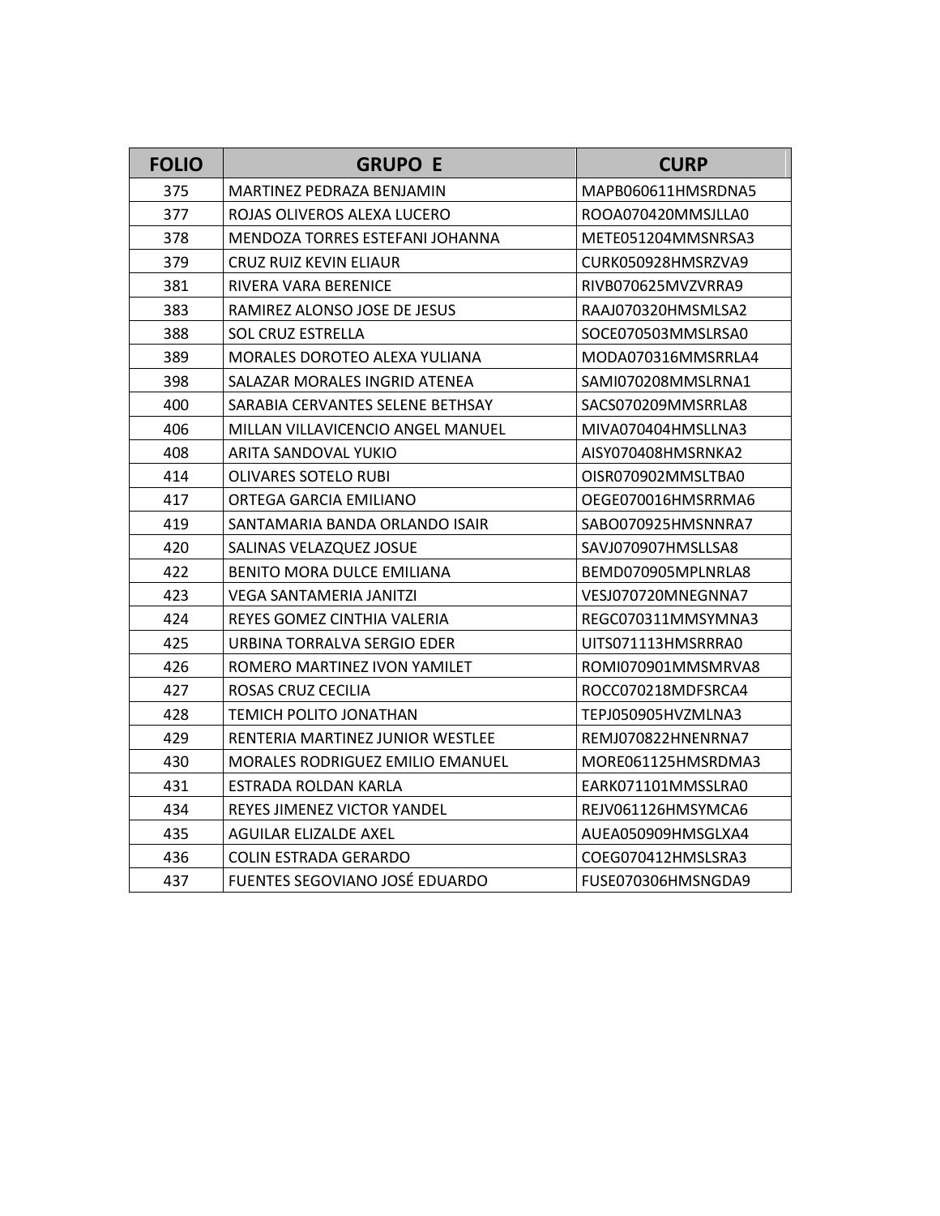| FOLIO | GRUPO E | CURP |
|---|---|---|
| 375 | MARTINEZ PEDRAZA BENJAMIN | MAPB060611HMSRDNA5 |
| 377 | ROJAS OLIVEROS ALEXA LUCERO | ROOA070420MMSJLLA0 |
| 378 | MENDOZA TORRES ESTEFANI JOHANNA | METE051204MMSNRSA3 |
| 379 | CRUZ RUIZ KEVIN ELIAUR | CURK050928HMSRZVA9 |
| 381 | RIVERA VARA BERENICE | RIVB070625MVZVRRA9 |
| 383 | RAMIREZ ALONSO JOSE DE JESUS | RAAJ070320HMSMLSA2 |
| 388 | SOL CRUZ ESTRELLA | SOCE070503MMSLRSA0 |
| 389 | MORALES DOROTEO ALEXA YULIANA | MODA070316MMSRRLA4 |
| 398 | SALAZAR MORALES INGRID ATENEA | SAMI070208MMSLRNA1 |
| 400 | SARABIA CERVANTES SELENE BETHSAY | SACS070209MMSRRLA8 |
| 406 | MILLAN VILLAVICENCIO ANGEL MANUEL | MIVA070404HMSLLNA3 |
| 408 | ARITA SANDOVAL YUKIO | AISY070408HMSRNKA2 |
| 414 | OLIVARES SOTELO RUBI | OISR070902MMSLTBA0 |
| 417 | ORTEGA GARCIA EMILIANO | OEGE070016HMSRRMA6 |
| 419 | SANTAMARIA BANDA ORLANDO ISAIR | SABO070925HMSNNRA7 |
| 420 | SALINAS VELAZQUEZ JOSUE | SAVJ070907HMSLLSA8 |
| 422 | BENITO MORA DULCE EMILIANA | BEMD070905MPLNRLA8 |
| 423 | VEGA SANTAMERIA JANITZI | VESJ070720MNEGNNA7 |
| 424 | REYES GOMEZ CINTHIA VALERIA | REGC070311MMSYMNA3 |
| 425 | URBINA TORRALVA SERGIO EDER | UITS071113HMSRRRA0 |
| 426 | ROMERO MARTINEZ IVON YAMILET | ROMI070901MMSMRVA8 |
| 427 | ROSAS CRUZ CECILIA | ROCC070218MDFSRCA4 |
| 428 | TEMICH POLITO JONATHAN | TEPJ050905HVZMLNA3 |
| 429 | RENTERIA MARTINEZ JUNIOR WESTLEE | REMJ070822HNENRNA7 |
| 430 | MORALES RODRIGUEZ EMILIO EMANUEL | MORE061125HMSRDMA3 |
| 431 | ESTRADA ROLDAN KARLA | EARK071101MMSSLRA0 |
| 434 | REYES JIMENEZ VICTOR YANDEL | REJV061126HMSYMCA6 |
| 435 | AGUILAR ELIZALDE AXEL | AUEA050909HMSGLXA4 |
| 436 | COLIN ESTRADA GERARDO | COEG070412HMSLSRA3 |
| 437 | FUENTES SEGOVIANO JOSÉ EDUARDO | FUSE070306HMSNGDA9 |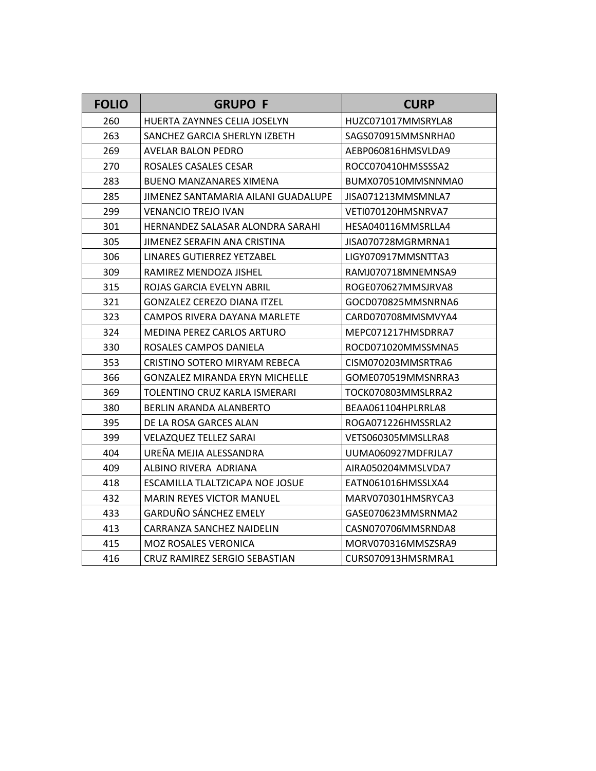| FOLIO | GRUPO F | CURP |
|---|---|---|
| 260 | HUERTA ZAYNNES CELIA JOSELYN | HUZC071017MMSRYLA8 |
| 263 | SANCHEZ GARCIA SHERLYN IZBETH | SAGS070915MMSNRHA0 |
| 269 | AVELAR BALON PEDRO | AEBP060816HMSVLDA9 |
| 270 | ROSALES CASALES CESAR | ROCC070410HMSSSSA2 |
| 283 | BUENO MANZANARES XIMENA | BUMX070510MMSNNMA0 |
| 285 | JIMENEZ SANTAMARIA AILANI GUADALUPE | JISA071213MMSMNLA7 |
| 299 | VENANCIO TREJO IVAN | VETI070120HMSNRVA7 |
| 301 | HERNANDEZ SALASAR ALONDRA SARAHI | HESA040116MMSRLLA4 |
| 305 | JIMENEZ SERAFIN ANA CRISTINA | JISA070728MGRMRNA1 |
| 306 | LINARES GUTIERREZ YETZABEL | LIGY070917MMSNTTA3 |
| 309 | RAMIREZ MENDOZA JISHEL | RAMJ070718MNEMNSA9 |
| 315 | ROJAS GARCIA EVELYN ABRIL | ROGE070627MMSJRVA8 |
| 321 | GONZALEZ CEREZO DIANA ITZEL | GOCD070825MMSNRNA6 |
| 323 | CAMPOS RIVERA DAYANA MARLETE | CARD070708MMSMVYA4 |
| 324 | MEDINA PEREZ CARLOS ARTURO | MEPC071217HMSDRRA7 |
| 330 | ROSALES CAMPOS DANIELA | ROCD071020MMSSMNA5 |
| 353 | CRISTINO SOTERO MIRYAM REBECA | CISM070203MMSRTRA6 |
| 366 | GONZALEZ MIRANDA ERYN MICHELLE | GOME070519MMSNRRA3 |
| 369 | TOLENTINO CRUZ KARLA ISMERARI | TOCK070803MMSLRRA2 |
| 380 | BERLIN ARANDA ALANBERTO | BEAA061104HPLRRLA8 |
| 395 | DE LA ROSA GARCES ALAN | ROGA071226HMSSRLA2 |
| 399 | VELAZQUEZ TELLEZ SARAI | VETS060305MMSLLRA8 |
| 404 | UREÑA MEJIA ALESSANDRA | UUMA060927MDFRJLA7 |
| 409 | ALBINO RIVERA ADRIANA | AIRA050204MMSLVDA7 |
| 418 | ESCAMILLA TLALTZICAPA NOE JOSUE | EATN061016HMSSLXA4 |
| 432 | MARIN REYES VICTOR MANUEL | MARV070301HMSRYCA3 |
| 433 | GARDUÑO SÁNCHEZ EMELY | GASE070623MMSRNMA2 |
| 413 | CARRANZA SANCHEZ NAIDELIN | CASN070706MMSRNDA8 |
| 415 | MOZ ROSALES VERONICA | MORV070316MMSZSRA9 |
| 416 | CRUZ RAMIREZ SERGIO SEBASTIAN | CURS070913HMSRMRA1 |